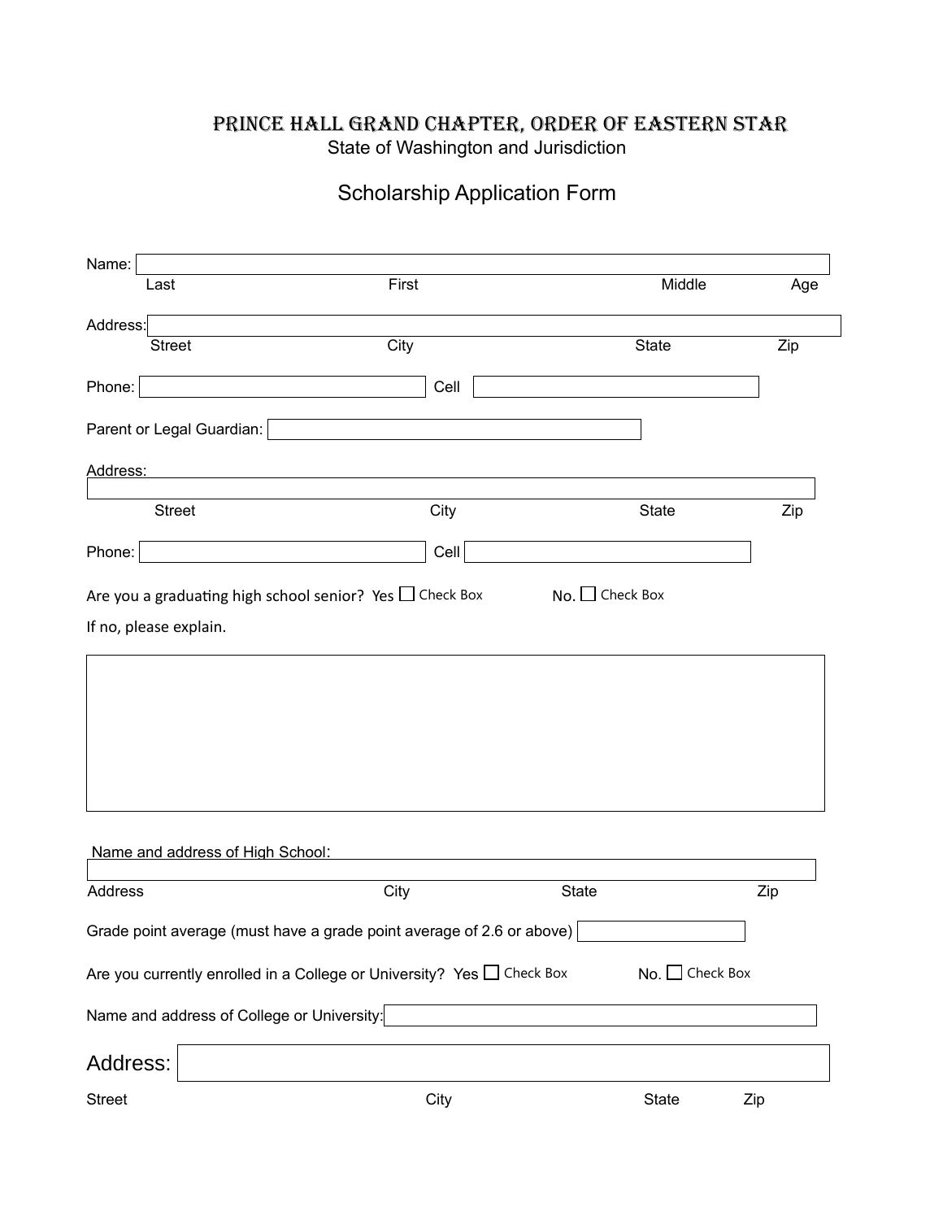# PRINCE HALL GRAND CHAPTER, ORDER OF EASTERN STAR

State of Washington and Jurisdiction

## Scholarship Application Form

Name: \_\_\_\_\_\_\_\_\_\_\_\_\_\_\_\_\_\_\_\_\_\_\_\_\_\_\_\_\_\_\_\_\_\_\_\_\_\_\_\_

Last First Middle Age

Address: \_\_\_\_\_\_\_\_\_\_\_\_\_\_\_\_\_\_\_\_\_\_\_\_\_\_\_\_\_\_\_\_\_\_\_\_\_\_\_\_

Street City State Zip

Phone: \_\_\_\_\_\_\_\_\_\_\_\_\_\_\_\_\_\_\_\_ Cell \_\_\_\_\_\_\_\_\_\_\_\_\_\_\_\_\_\_\_\_

Parent or Legal Guardian: \_\_\_\_\_\_\_\_\_\_\_\_\_\_\_\_\_\_\_\_\_\_\_\_\_\_\_\_

Address:

\_\_\_\_\_\_\_\_\_\_\_\_\_\_\_\_\_\_\_\_\_\_\_\_\_\_\_\_\_\_\_\_\_\_\_\_\_\_\_\_

Street City State Zip

Phone: \_\_\_\_\_\_\_\_\_\_\_\_\_\_\_\_\_\_\_\_ Cell \_\_\_\_\_\_\_\_\_\_\_\_\_\_\_\_\_\_\_\_

Are you a graduating high school senior? Yes ☐ Check Box No. ☐ Check Box

If no, please explain.

\_\_\_\_\_\_\_\_\_\_\_\_\_\_\_\_\_\_\_\_\_\_\_\_\_\_\_\_\_\_\_\_\_\_\_\_\_\_\_\_

Name and address of High School:

\_\_\_\_\_\_\_\_\_\_\_\_\_\_\_\_\_\_\_\_\_\_\_\_\_\_\_\_\_\_\_\_\_\_\_\_\_\_\_\_

Address City State Zip

Grade point average (must have a grade point average of 2.6 or above) \_\_\_\_\_\_\_\_\_\_\_\_

Are you currently enrolled in a College or University? Yes ☐ Check Box No. ☐ Check Box

Name and address of College or University: \_\_\_\_\_\_\_\_\_\_\_\_\_\_\_\_\_\_\_\_\_\_\_\_\_\_\_\_

Address: \_\_\_\_\_\_\_\_\_\_\_\_\_\_\_\_\_\_\_\_\_\_\_\_\_\_\_\_\_\_\_\_\_\_\_\_\_\_\_\_

Street City State Zip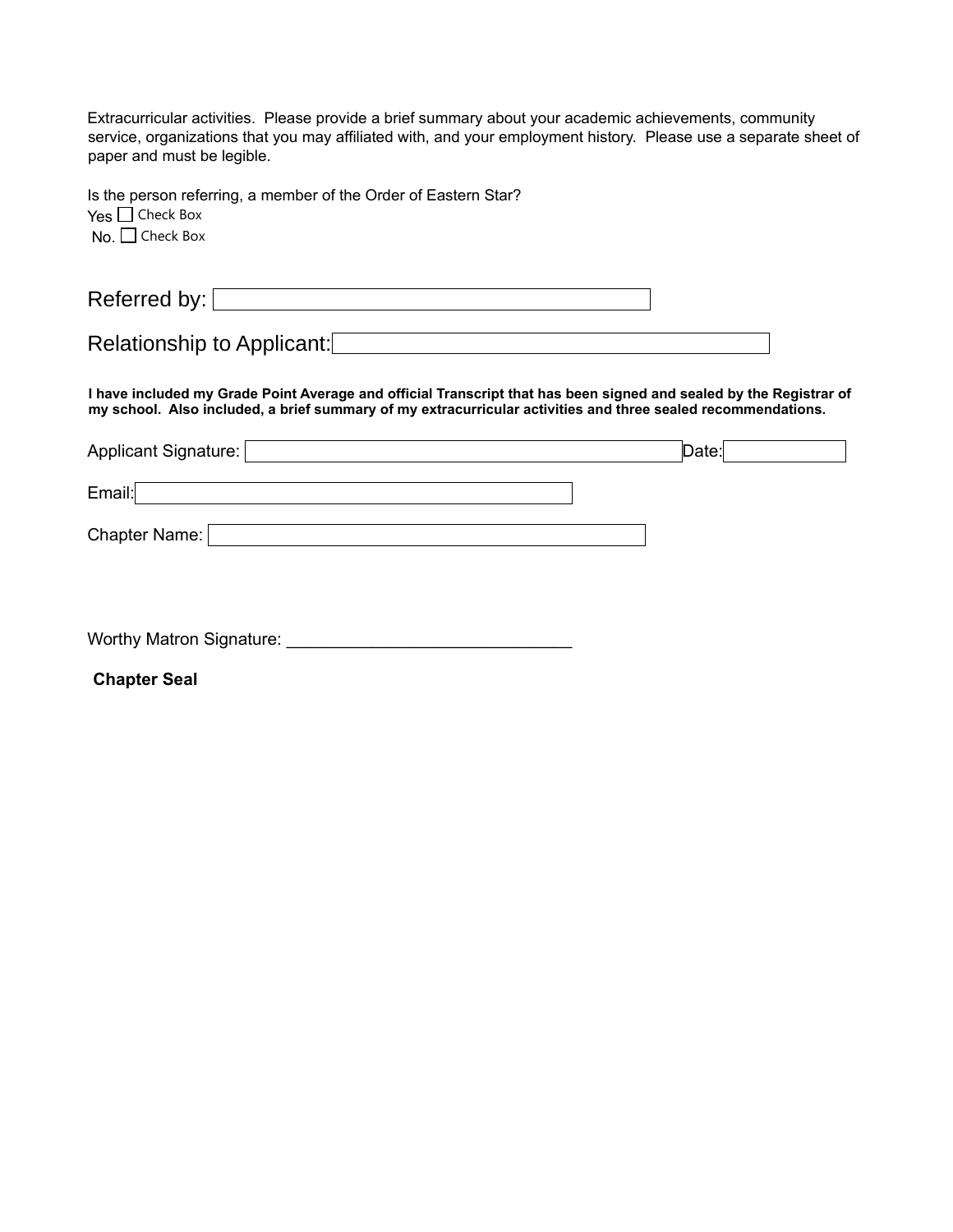Extracurricular activities. Please provide a brief summary about your academic achievements, community service, organizations that you may affiliated with, and your employment history. Please use a separate sheet of paper and must be legible.

Is the person referring, a member of the Order of Eastern Star?

Yes ☐ Check Box

No. ☐ Check Box

Referred by: \_\_\_\_\_\_\_\_\_\_\_\_\_\_\_\_\_\_\_\_\_\_\_\_\_\_\_\_\_\_

Relationship to Applicant: \_\_\_\_\_\_\_\_\_\_\_\_\_\_\_\_\_\_\_\_\_\_\_\_\_\_\_\_\_\_

**I have included my Grade Point Average and official Transcript that has been signed and sealed by the Registrar of my school. Also included, a brief summary of my extracurricular activities and three sealed recommendations.**

Applicant Signature: \_\_\_\_\_\_\_\_\_\_\_\_\_\_\_\_\_\_\_\_\_\_\_\_\_\_\_\_\_\_ Date: \_\_\_\_\_\_\_\_\_\_

Email: \_\_\_\_\_\_\_\_\_\_\_\_\_\_\_\_\_\_\_\_\_\_\_\_\_\_\_\_\_\_

Chapter Name: \_\_\_\_\_\_\_\_\_\_\_\_\_\_\_\_\_\_\_\_\_\_\_\_\_\_\_\_\_\_

Worthy Matron Signature: \_\_\_\_\_\_\_\_\_\_\_\_\_\_\_\_\_\_\_\_\_\_\_\_\_\_\_\_\_\_

**Chapter Seal**